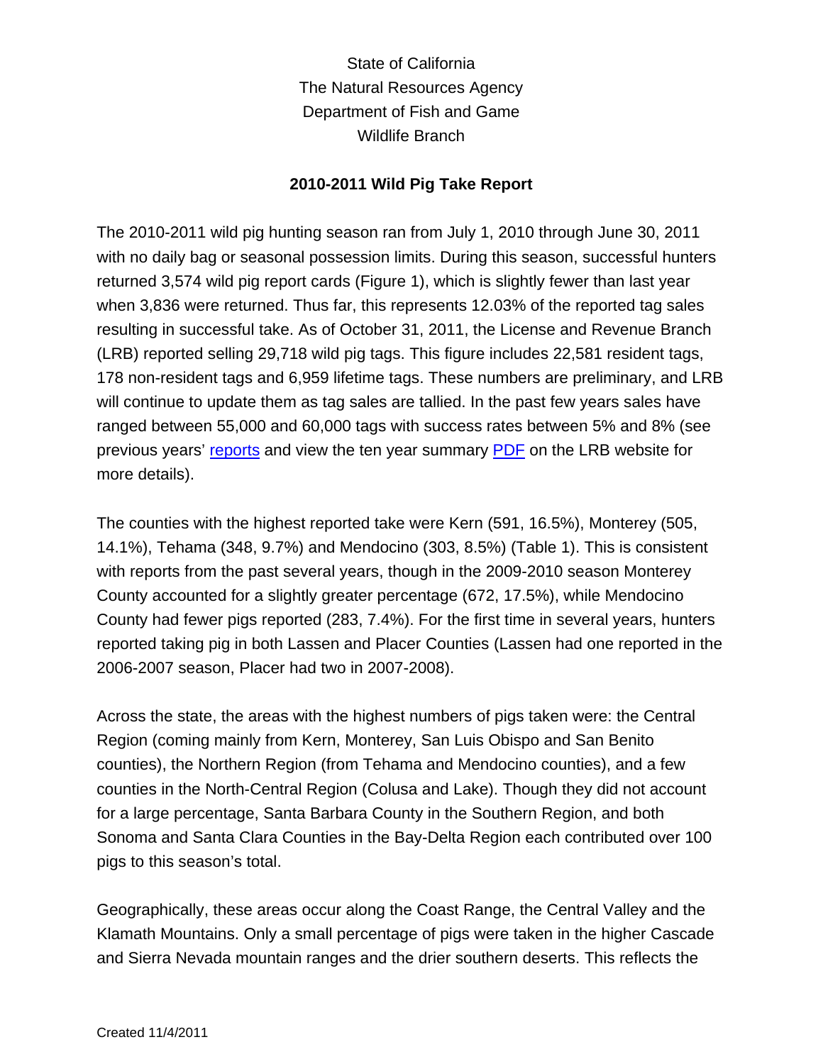State of California
The Natural Resources Agency
Department of Fish and Game
Wildlife Branch

**2010-2011 Wild Pig Take Report**

The 2010-2011 wild pig hunting season ran from July 1, 2010 through June 30, 2011 with no daily bag or seasonal possession limits. During this season, successful hunters returned 3,574 wild pig report cards (Figure 1), which is slightly fewer than last year when 3,836 were returned. Thus far, this represents 12.03% of the reported tag sales resulting in successful take. As of October 31, 2011, the License and Revenue Branch (LRB) reported selling 29,718 wild pig tags. This figure includes 22,581 resident tags, 178 non-resident tags and 6,959 lifetime tags. These numbers are preliminary, and LRB will continue to update them as tag sales are tallied. In the past few years sales have ranged between 55,000 and 60,000 tags with success rates between 5% and 8% (see previous years' reports and view the ten year summary PDF on the LRB website for more details).

The counties with the highest reported take were Kern (591, 16.5%), Monterey (505, 14.1%), Tehama (348, 9.7%) and Mendocino (303, 8.5%) (Table 1). This is consistent with reports from the past several years, though in the 2009-2010 season Monterey County accounted for a slightly greater percentage (672, 17.5%), while Mendocino County had fewer pigs reported (283, 7.4%). For the first time in several years, hunters reported taking pig in both Lassen and Placer Counties (Lassen had one reported in the 2006-2007 season, Placer had two in 2007-2008).

Across the state, the areas with the highest numbers of pigs taken were: the Central Region (coming mainly from Kern, Monterey, San Luis Obispo and San Benito counties), the Northern Region (from Tehama and Mendocino counties), and a few counties in the North-Central Region (Colusa and Lake). Though they did not account for a large percentage, Santa Barbara County in the Southern Region, and both Sonoma and Santa Clara Counties in the Bay-Delta Region each contributed over 100 pigs to this season's total.

Geographically, these areas occur along the Coast Range, the Central Valley and the Klamath Mountains. Only a small percentage of pigs were taken in the higher Cascade and Sierra Nevada mountain ranges and the drier southern deserts. This reflects the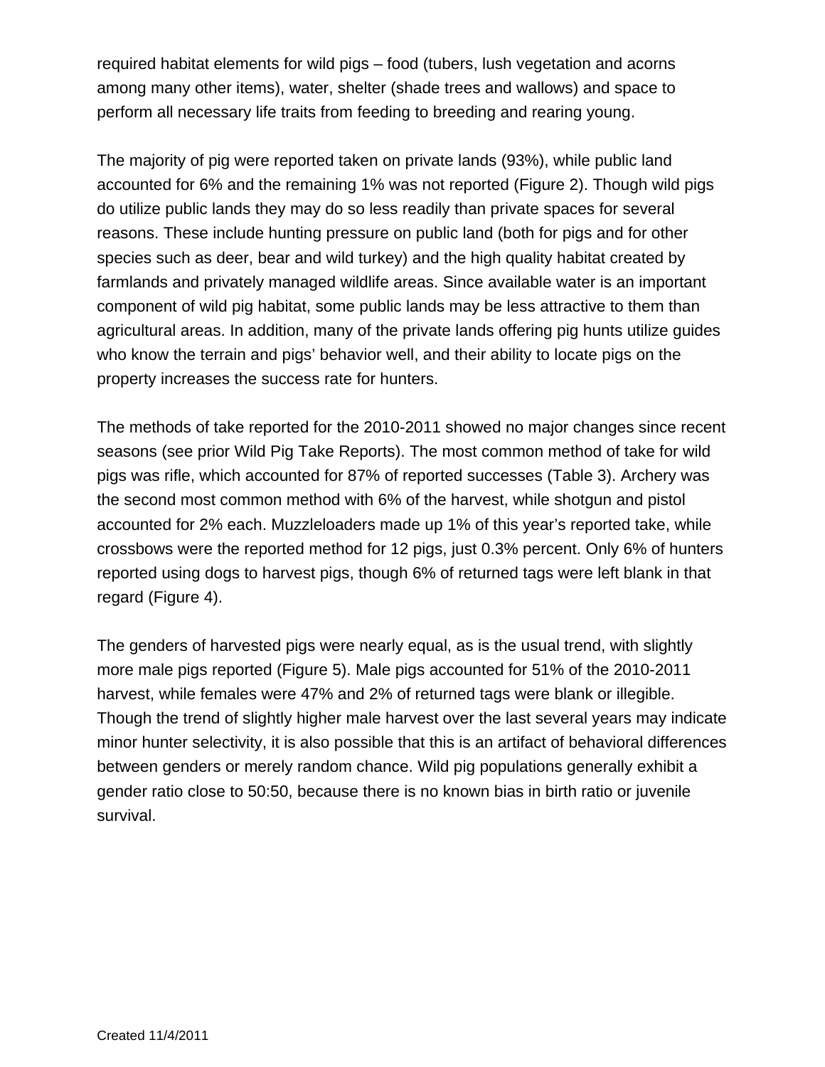required habitat elements for wild pigs – food (tubers, lush vegetation and acorns among many other items), water, shelter (shade trees and wallows) and space to perform all necessary life traits from feeding to breeding and rearing young.

The majority of pig were reported taken on private lands (93%), while public land accounted for 6% and the remaining 1% was not reported (Figure 2). Though wild pigs do utilize public lands they may do so less readily than private spaces for several reasons. These include hunting pressure on public land (both for pigs and for other species such as deer, bear and wild turkey) and the high quality habitat created by farmlands and privately managed wildlife areas. Since available water is an important component of wild pig habitat, some public lands may be less attractive to them than agricultural areas. In addition, many of the private lands offering pig hunts utilize guides who know the terrain and pigs' behavior well, and their ability to locate pigs on the property increases the success rate for hunters.

The methods of take reported for the 2010-2011 showed no major changes since recent seasons (see prior Wild Pig Take Reports). The most common method of take for wild pigs was rifle, which accounted for 87% of reported successes (Table 3). Archery was the second most common method with 6% of the harvest, while shotgun and pistol accounted for 2% each. Muzzleloaders made up 1% of this year's reported take, while crossbows were the reported method for 12 pigs, just 0.3% percent. Only 6% of hunters reported using dogs to harvest pigs, though 6% of returned tags were left blank in that regard (Figure 4).

The genders of harvested pigs were nearly equal, as is the usual trend, with slightly more male pigs reported (Figure 5). Male pigs accounted for 51% of the 2010-2011 harvest, while females were 47% and 2% of returned tags were blank or illegible. Though the trend of slightly higher male harvest over the last several years may indicate minor hunter selectivity, it is also possible that this is an artifact of behavioral differences between genders or merely random chance. Wild pig populations generally exhibit a gender ratio close to 50:50, because there is no known bias in birth ratio or juvenile survival.

Created 11/4/2011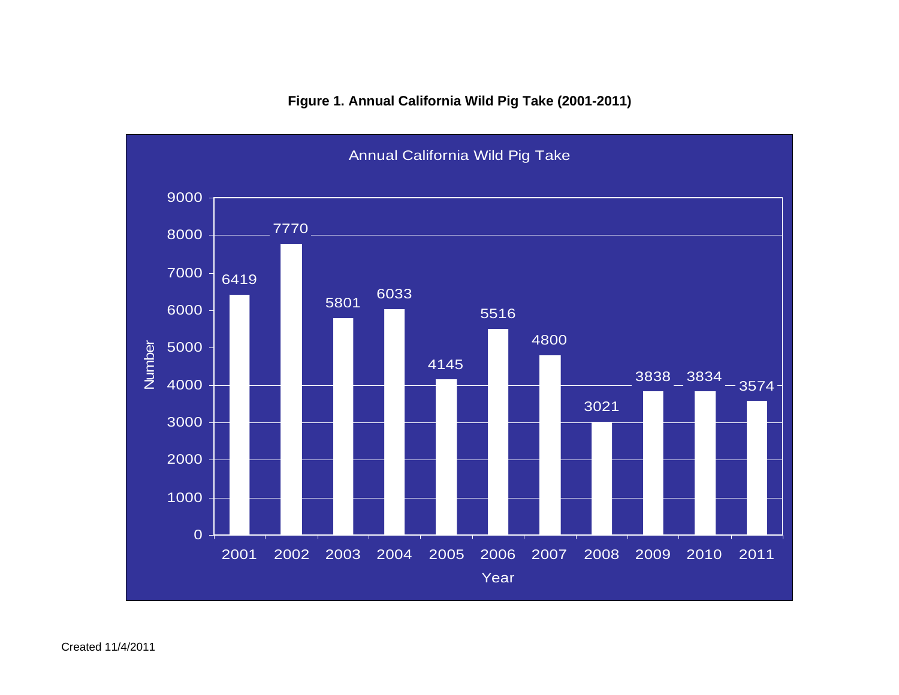**Figure 1. Annual California Wild Pig Take (2001-2011)**

Annual California Wild Pig Take

| Year | Number |
| --- | --- |
| 2001 | 6419 |
| 2002 | 7770 |
| 2003 | 5801 |
| 2004 | 6033 |
| 2005 | 4145 |
| 2006 | 5516 |
| 2007 | 4800 |
| 2008 | 3021 |
| 2009 | 3838 |
| 2010 | 3834 |
| 2011 | 3574 |

Created 11/4/2011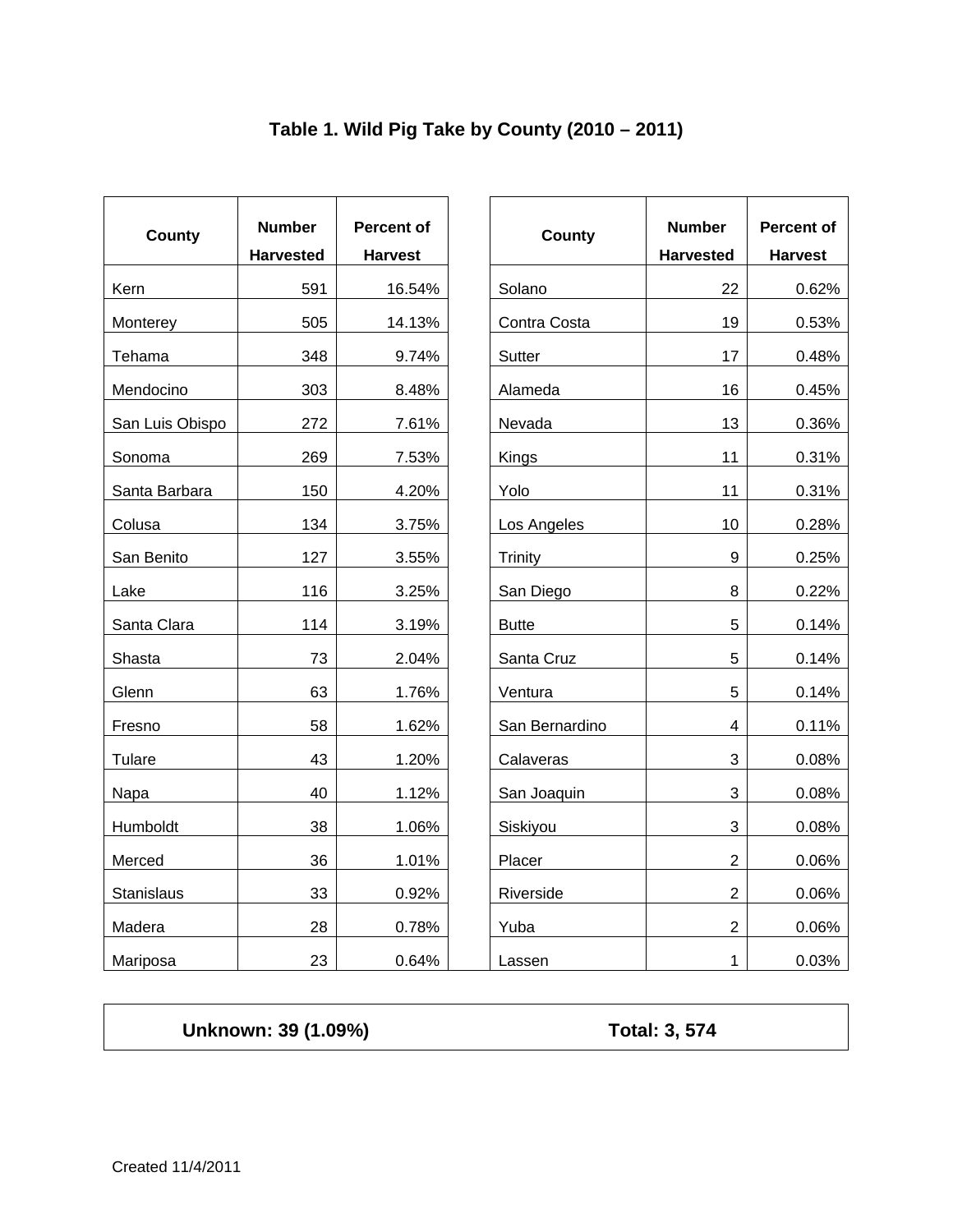# Table 1. Wild Pig Take by County (2010 – 2011)

| County | Number Harvested | Percent of Harvest | County | Number Harvested | Percent of Harvest |
|---|---|---|---|---|---|
| Kern | 591 | 16.54% | Solano | 22 | 0.62% |
| Monterey | 505 | 14.13% | Contra Costa | 19 | 0.53% |
| Tehama | 348 | 9.74% | Sutter | 17 | 0.48% |
| Mendocino | 303 | 8.48% | Alameda | 16 | 0.45% |
| San Luis Obispo | 272 | 7.61% | Nevada | 13 | 0.36% |
| Sonoma | 269 | 7.53% | Kings | 11 | 0.31% |
| Santa Barbara | 150 | 4.20% | Yolo | 11 | 0.31% |
| Colusa | 134 | 3.75% | Los Angeles | 10 | 0.28% |
| San Benito | 127 | 3.55% | Trinity | 9 | 0.25% |
| Lake | 116 | 3.25% | San Diego | 8 | 0.22% |
| Santa Clara | 114 | 3.19% | Butte | 5 | 0.14% |
| Shasta | 73 | 2.04% | Santa Cruz | 5 | 0.14% |
| Glenn | 63 | 1.76% | Ventura | 5 | 0.14% |
| Fresno | 58 | 1.62% | San Bernardino | 4 | 0.11% |
| Tulare | 43 | 1.20% | Calaveras | 3 | 0.08% |
| Napa | 40 | 1.12% | San Joaquin | 3 | 0.08% |
| Humboldt | 38 | 1.06% | Siskiyou | 3 | 0.08% |
| Merced | 36 | 1.01% | Placer | 2 | 0.06% |
| Stanislaus | 33 | 0.92% | Riverside | 2 | 0.06% |
| Madera | 28 | 0.78% | Yuba | 2 | 0.06% |
| Mariposa | 23 | 0.64% | Lassen | 1 | 0.03% |

**Unknown: 39 (1.09%)** **Total: 3, 574**

Created 11/4/2011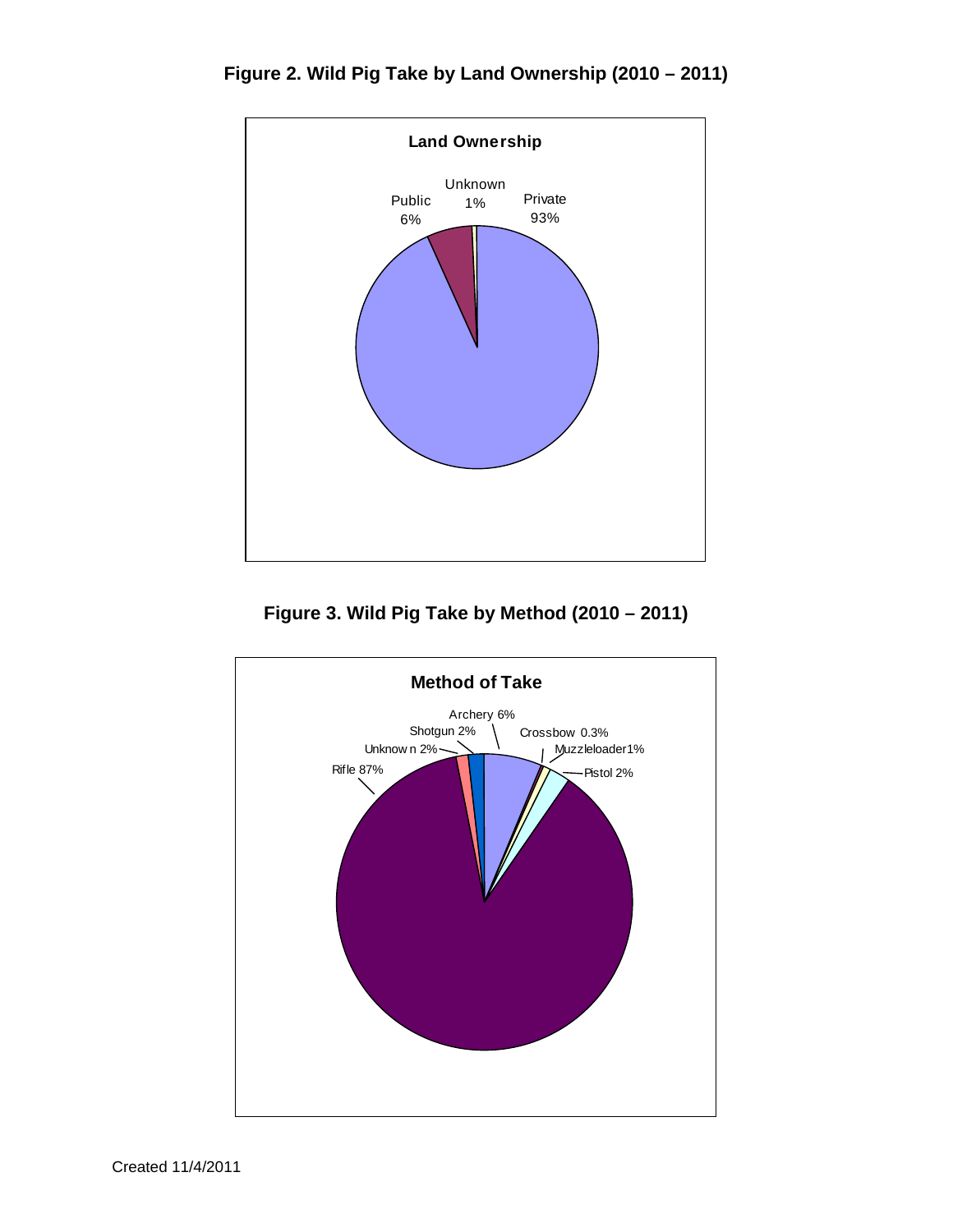**Figure 2. Wild Pig Take by Land Ownership (2010 – 2011)**

**Land Ownership**

Private 93%

Public 6%

Unknown 1%

**Figure 3. Wild Pig Take by Method (2010 – 2011)**

**Method of Take**

Rifle 87%

Archery 6%

Shotgun 2%

Unknown 2%

Pistol 2%

Muzzleloader 1%

Crossbow 0.3%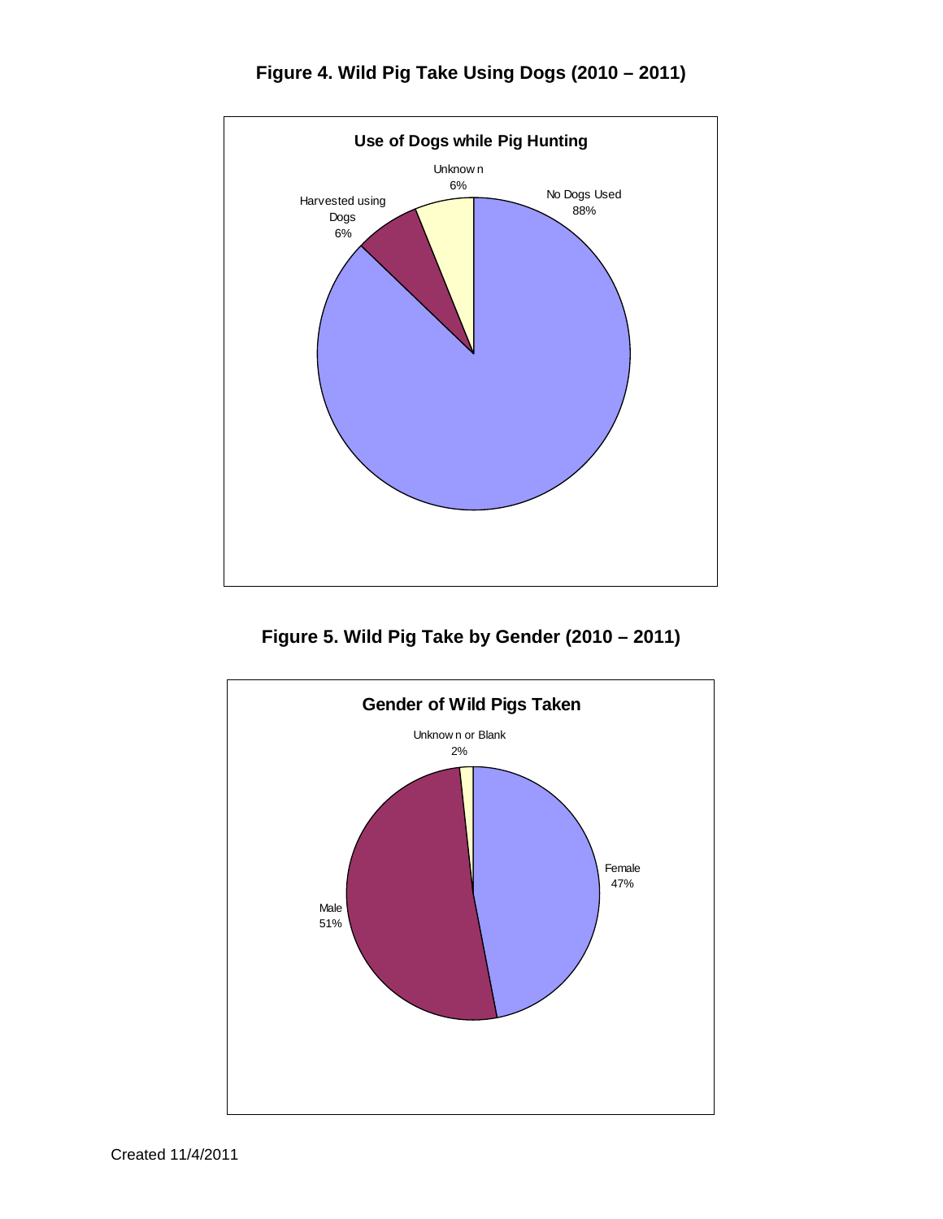**Figure 4. Wild Pig Take Using Dogs (2010 – 2011)**

Use of Dogs while Pig Hunting

Unknown
6%

No Dogs Used
88%

Harvested using Dogs
6%

**Figure 5. Wild Pig Take by Gender (2010 – 2011)**

Gender of Wild Pigs Taken

Unknown or Blank
2%

Female
47%

Male
51%

Created 11/4/2011